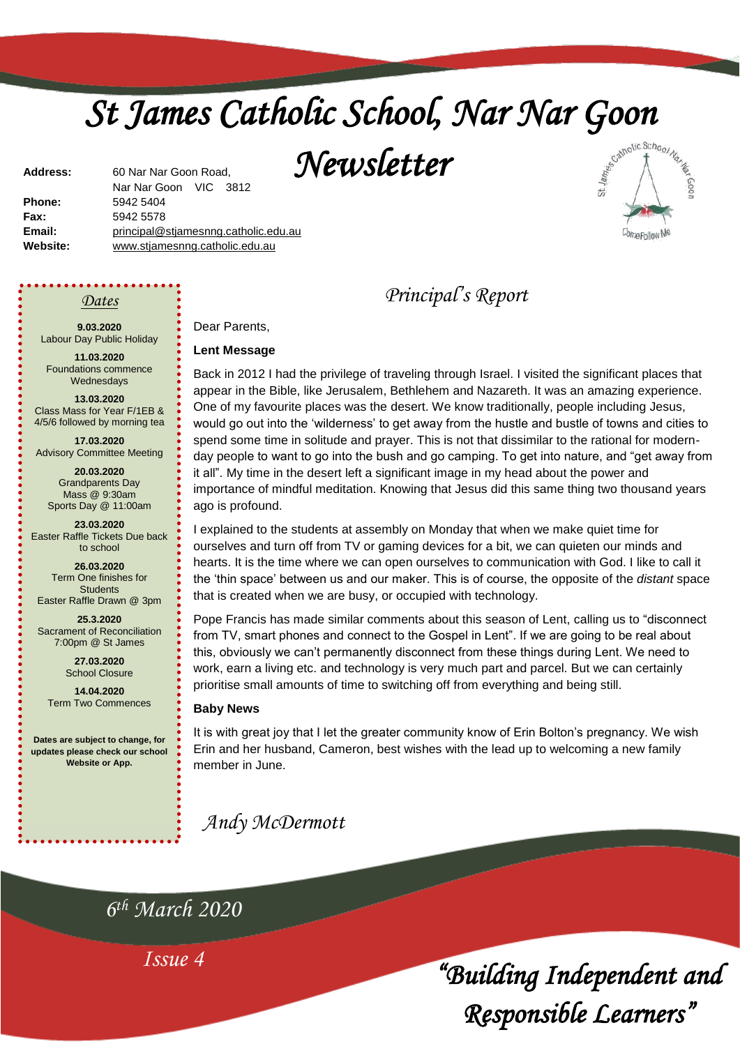# St James Catholic School, Nar Nar Goon Newsletter

**Address:** 60 Nar Nar Goon Road, Nar Nar Goon VIC 3812
**Phone:** 5942 5404
**Fax:** 5942 5578
**Email:** principal@stjamesnng.catholic.edu.au
**Website:** www.stjamesnng.catholic.edu.au

## Dates

**9.03.2020**
Labour Day Public Holiday

**11.03.2020**
Foundations commence Wednesdays

**13.03.2020**
Class Mass for Year F/1EB & 4/5/6 followed by morning tea

**17.03.2020**
Advisory Committee Meeting

**20.03.2020**
Grandparents Day
Mass @ 9:30am
Sports Day @ 11:00am

**23.03.2020**
Easter Raffle Tickets Due back to school

**26.03.2020**
Term One finishes for Students
Easter Raffle Drawn @ 3pm

**25.3.2020**
Sacrament of Reconciliation 7:00pm @ St James

**27.03.2020**
School Closure

**14.04.2020**
Term Two Commences

**Dates are subject to change, for updates please check our school Website or App.**

## Principal's Report

Dear Parents,

**Lent Message**

Back in 2012 I had the privilege of traveling through Israel. I visited the significant places that appear in the Bible, like Jerusalem, Bethlehem and Nazareth. It was an amazing experience. One of my favourite places was the desert. We know traditionally, people including Jesus, would go out into the 'wilderness' to get away from the hustle and bustle of towns and cities to spend some time in solitude and prayer. This is not that dissimilar to the rational for modern-day people to want to go into the bush and go camping. To get into nature, and "get away from it all". My time in the desert left a significant image in my head about the power and importance of mindful meditation. Knowing that Jesus did this same thing two thousand years ago is profound.

I explained to the students at assembly on Monday that when we make quiet time for ourselves and turn off from TV or gaming devices for a bit, we can quieten our minds and hearts. It is the time where we can open ourselves to communication with God. I like to call it the 'thin space' between us and our maker. This is of course, the opposite of the *distant* space that is created when we are busy, or occupied with technology.

Pope Francis has made similar comments about this season of Lent, calling us to "disconnect from TV, smart phones and connect to the Gospel in Lent". If we are going to be real about this, obviously we can't permanently disconnect from these things during Lent. We need to work, earn a living etc. and technology is very much part and parcel. But we can certainly prioritise small amounts of time to switching off from everything and being still.

**Baby News**

It is with great joy that I let the greater community know of Erin Bolton's pregnancy. We wish Erin and her husband, Cameron, best wishes with the lead up to welcoming a new family member in June.

*Andy McDermott*

*6th March 2020*

*Issue 4*

*"Building Independent and Responsible Learners"*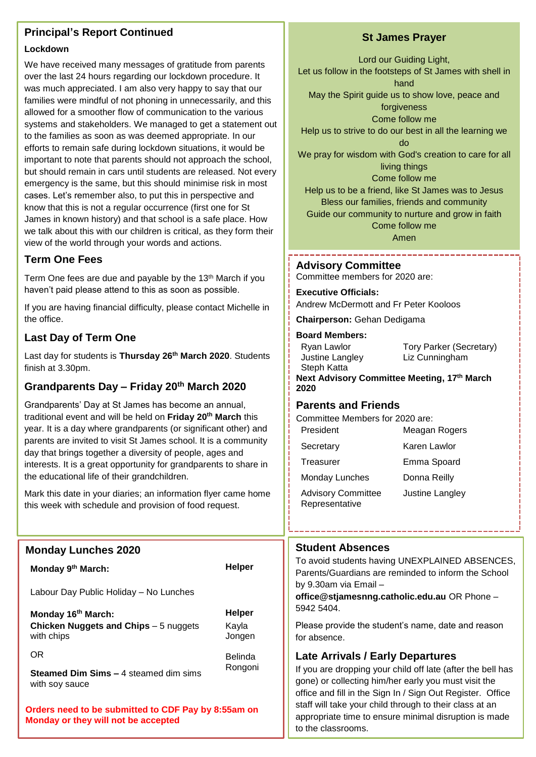## Principal's Report Continued

### Lockdown

We have received many messages of gratitude from parents over the last 24 hours regarding our lockdown procedure. It was much appreciated. I am also very happy to say that our families were mindful of not phoning in unnecessarily, and this allowed for a smoother flow of communication to the various systems and stakeholders. We managed to get a statement out to the families as soon as was deemed appropriate. In our efforts to remain safe during lockdown situations, it would be important to note that parents should not approach the school, but should remain in cars until students are released. Not every emergency is the same, but this should minimise risk in most cases. Let's remember also, to put this in perspective and know that this is not a regular occurrence (first one for St James in known history) and that school is a safe place. How we talk about this with our children is critical, as they form their view of the world through your words and actions.

## Term One Fees

Term One fees are due and payable by the 13th March if you haven't paid please attend to this as soon as possible.

If you are having financial difficulty, please contact Michelle in the office.

## Last Day of Term One

Last day for students is **Thursday 26th March 2020**. Students finish at 3.30pm.

## Grandparents Day – Friday 20th March 2020

Grandparents' Day at St James has become an annual, traditional event and will be held on **Friday 20th March** this year. It is a day where grandparents (or significant other) and parents are invited to visit St James school. It is a community day that brings together a diversity of people, ages and interests. It is a great opportunity for grandparents to share in the educational life of their grandchildren.

Mark this date in your diaries; an information flyer came home this week with schedule and provision of food request.

## St James Prayer

Lord our Guiding Light,
Let us follow in the footsteps of St James with shell in hand
May the Spirit guide us to show love, peace and forgiveness
Come follow me
Help us to strive to do our best in all the learning we do
We pray for wisdom with God's creation to care for all living things
Come follow me
Help us to be a friend, like St James was to Jesus
Bless our families, friends and community
Guide our community to nurture and grow in faith
Come follow me
Amen

## Advisory Committee

Committee members for 2020 are:

**Executive Officials:**
Andrew McDermott and Fr Peter Kooloos

**Chairperson:** Gehan Dedigama

**Board Members:**

| | |
|---|---|
| Ryan Lawlor | Tory Parker (Secretary) |
| Justine Langley | Liz Cunningham |
| Steph Katta | |

**Next Advisory Committee Meeting, 17th March 2020**

## Parents and Friends

Committee Members for 2020 are:

| | |
|---|---|
| President | Meagan Rogers |
| Secretary | Karen Lawlor |
| Treasurer | Emma Spoard |
| Monday Lunches | Donna Reilly |
| Advisory Committee Representative | Justine Langley |

## Monday Lunches 2020

| | |
|---|---|
| **Monday 9th March:** | **Helper** |
| Labour Day Public Holiday – No Lunches | |
| **Monday 16th March:** | **Helper** |
| **Chicken Nuggets and Chips** – 5 nuggets with chips | Kayla Jongen |
| OR | Belinda Rongoni |
| **Steamed Dim Sims –** 4 steamed dim sims with soy sauce | |

**Orders need to be submitted to CDF Pay by 8:55am on Monday or they will not be accepted**

## Student Absences

To avoid students having UNEXPLAINED ABSENCES, Parents/Guardians are reminded to inform the School by 9.30am via Email – **office@stjamesnng.catholic.edu.au** OR Phone – 5942 5404.

Please provide the student's name, date and reason for absence.

## Late Arrivals / Early Departures

If you are dropping your child off late (after the bell has gone) or collecting him/her early you must visit the office and fill in the Sign In / Sign Out Register. Office staff will take your child through to their class at an appropriate time to ensure minimal disruption is made to the classrooms.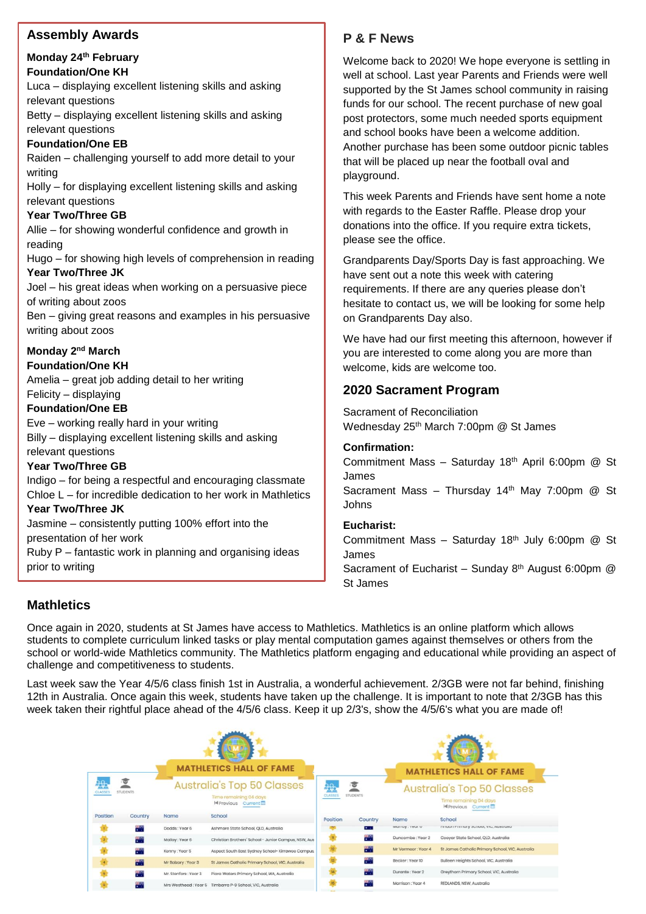## Assembly Awards

**Monday 24th February**

**Foundation/One KH**

Luca – displaying excellent listening skills and asking relevant questions

Betty – displaying excellent listening skills and asking relevant questions

**Foundation/One EB**

Raiden – challenging yourself to add more detail to your writing

Holly – for displaying excellent listening skills and asking relevant questions

**Year Two/Three GB**

Allie – for showing wonderful confidence and growth in reading

Hugo – for showing high levels of comprehension in reading

**Year Two/Three JK**

Joel – his great ideas when working on a persuasive piece of writing about zoos

Ben – giving great reasons and examples in his persuasive writing about zoos

**Monday 2nd March**

**Foundation/One KH**

Amelia – great job adding detail to her writing

Felicity – displaying

**Foundation/One EB**

Eve – working really hard in your writing

Billy – displaying excellent listening skills and asking relevant questions

**Year Two/Three GB**

Indigo – for being a respectful and encouraging classmate

Chloe L – for incredible dedication to her work in Mathletics

**Year Two/Three JK**

Jasmine – consistently putting 100% effort into the presentation of her work

Ruby P – fantastic work in planning and organising ideas prior to writing

## P & F News

Welcome back to 2020! We hope everyone is settling in well at school. Last year Parents and Friends were well supported by the St James school community in raising funds for our school. The recent purchase of new goal post protectors, some much needed sports equipment and school books have been a welcome addition. Another purchase has been some outdoor picnic tables that will be placed up near the football oval and playground.

This week Parents and Friends have sent home a note with regards to the Easter Raffle. Please drop your donations into the office. If you require extra tickets, please see the office.

Grandparents Day/Sports Day is fast approaching. We have sent out a note this week with catering requirements. If there are any queries please don't hesitate to contact us, we will be looking for some help on Grandparents Day also.

We have had our first meeting this afternoon, however if you are interested to come along you are more than welcome, kids are welcome too.

## 2020 Sacrament Program

Sacrament of Reconciliation
Wednesday 25th March 7:00pm @ St James

**Confirmation:**

Commitment Mass – Saturday 18th April 6:00pm @ St James

Sacrament Mass – Thursday 14th May 7:00pm @ St Johns

**Eucharist:**

Commitment Mass – Saturday 18th July 6:00pm @ St James

Sacrament of Eucharist – Sunday 8th August 6:00pm @ St James

## Mathletics

Once again in 2020, students at St James have access to Mathletics. Mathletics is an online platform which allows students to complete curriculum linked tasks or play mental computation games against themselves or others from the school or world-wide Mathletics community. The Mathletics platform engaging and educational while providing an aspect of challenge and competitiveness to students.

Last week saw the Year 4/5/6 class finish 1st in Australia, a wonderful achievement. 2/3GB were not far behind, finishing 12th in Australia. Once again this week, students have taken up the challenge. It is important to note that 2/3GB has this week taken their rightful place ahead of the 4/5/6 class. Keep it up 2/3's, show the 4/5/6's what you are made of!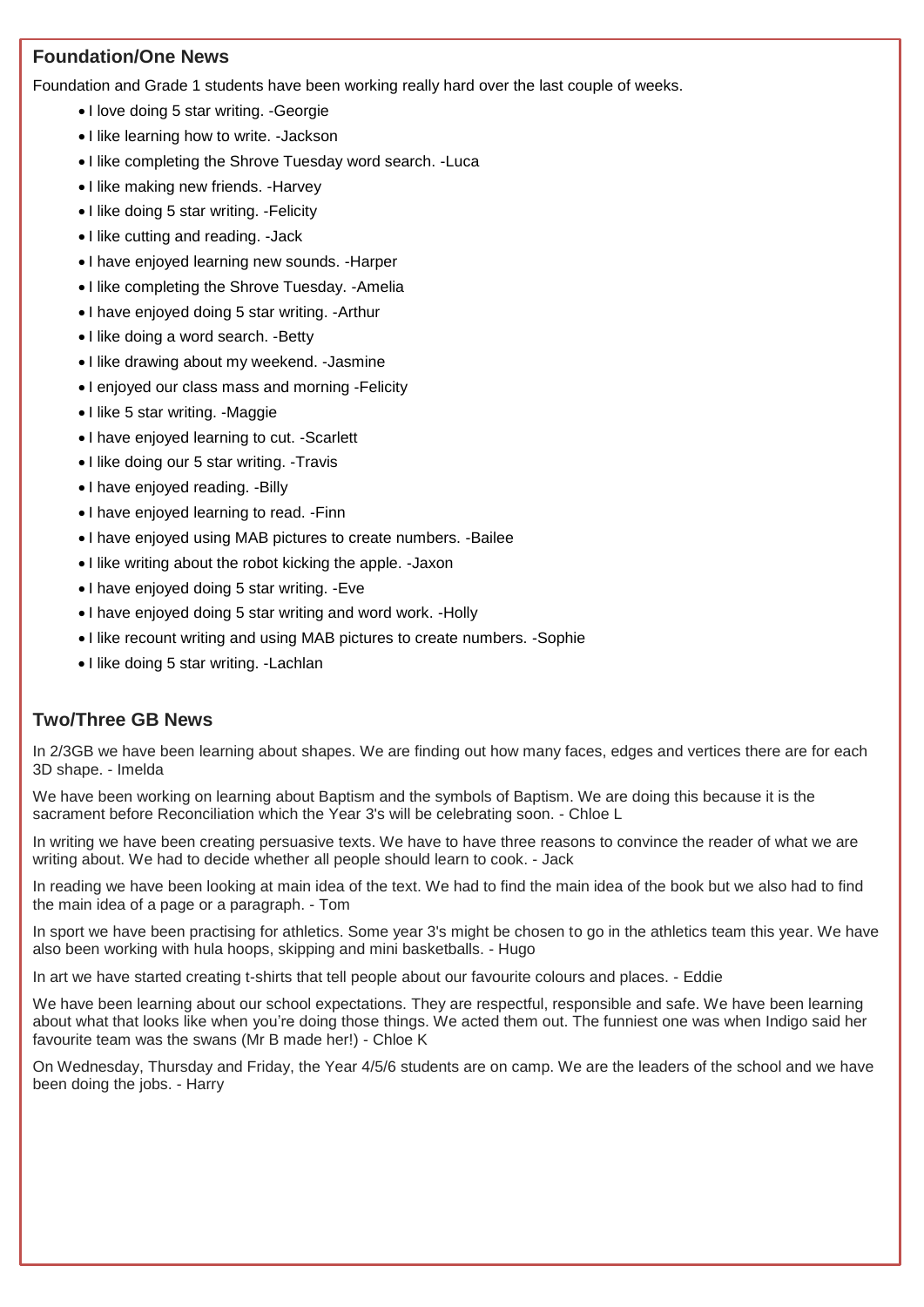## Foundation/One News

Foundation and Grade 1 students have been working really hard over the last couple of weeks.

- I love doing 5 star writing. -Georgie
- I like learning how to write. -Jackson
- I like completing the Shrove Tuesday word search. -Luca
- I like making new friends. -Harvey
- I like doing 5 star writing. -Felicity
- I like cutting and reading. -Jack
- I have enjoyed learning new sounds. -Harper
- I like completing the Shrove Tuesday. -Amelia
- I have enjoyed doing 5 star writing. -Arthur
- I like doing a word search. -Betty
- I like drawing about my weekend. -Jasmine
- I enjoyed our class mass and morning -Felicity
- I like 5 star writing. -Maggie
- I have enjoyed learning to cut. -Scarlett
- I like doing our 5 star writing. -Travis
- I have enjoyed reading. -Billy
- I have enjoyed learning to read. -Finn
- I have enjoyed using MAB pictures to create numbers. -Bailee
- I like writing about the robot kicking the apple. -Jaxon
- I have enjoyed doing 5 star writing. -Eve
- I have enjoyed doing 5 star writing and word work. -Holly
- I like recount writing and using MAB pictures to create numbers. -Sophie
- I like doing 5 star writing. -Lachlan

## Two/Three GB News

In 2/3GB we have been learning about shapes. We are finding out how many faces, edges and vertices there are for each 3D shape. - Imelda

We have been working on learning about Baptism and the symbols of Baptism. We are doing this because it is the sacrament before Reconciliation which the Year 3's will be celebrating soon. - Chloe L

In writing we have been creating persuasive texts. We have to have three reasons to convince the reader of what we are writing about. We had to decide whether all people should learn to cook. - Jack

In reading we have been looking at main idea of the text. We had to find the main idea of the book but we also had to find the main idea of a page or a paragraph. - Tom

In sport we have been practising for athletics. Some year 3's might be chosen to go in the athletics team this year. We have also been working with hula hoops, skipping and mini basketballs. - Hugo

In art we have started creating t-shirts that tell people about our favourite colours and places. - Eddie

We have been learning about our school expectations. They are respectful, responsible and safe. We have been learning about what that looks like when you're doing those things. We acted them out. The funniest one was when Indigo said her favourite team was the swans (Mr B made her!) - Chloe K

On Wednesday, Thursday and Friday, the Year 4/5/6 students are on camp. We are the leaders of the school and we have been doing the jobs. - Harry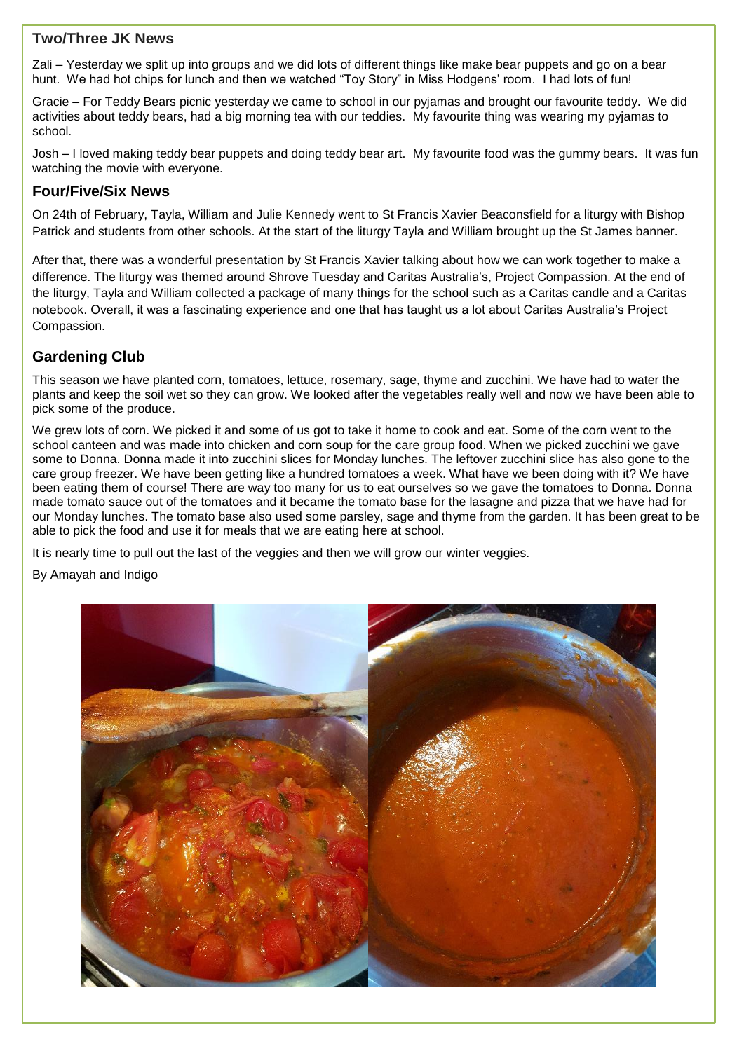## Two/Three JK News

Zali – Yesterday we split up into groups and we did lots of different things like make bear puppets and go on a bear hunt. We had hot chips for lunch and then we watched "Toy Story" in Miss Hodgens' room. I had lots of fun!

Gracie – For Teddy Bears picnic yesterday we came to school in our pyjamas and brought our favourite teddy. We did activities about teddy bears, had a big morning tea with our teddies. My favourite thing was wearing my pyjamas to school.

Josh – I loved making teddy bear puppets and doing teddy bear art. My favourite food was the gummy bears. It was fun watching the movie with everyone.

## Four/Five/Six News

On 24th of February, Tayla, William and Julie Kennedy went to St Francis Xavier Beaconsfield for a liturgy with Bishop Patrick and students from other schools. At the start of the liturgy Tayla and William brought up the St James banner.

After that, there was a wonderful presentation by St Francis Xavier talking about how we can work together to make a difference. The liturgy was themed around Shrove Tuesday and Caritas Australia's, Project Compassion. At the end of the liturgy, Tayla and William collected a package of many things for the school such as a Caritas candle and a Caritas notebook. Overall, it was a fascinating experience and one that has taught us a lot about Caritas Australia's Project Compassion.

## Gardening Club

This season we have planted corn, tomatoes, lettuce, rosemary, sage, thyme and zucchini. We have had to water the plants and keep the soil wet so they can grow. We looked after the vegetables really well and now we have been able to pick some of the produce.

We grew lots of corn. We picked it and some of us got to take it home to cook and eat. Some of the corn went to the school canteen and was made into chicken and corn soup for the care group food. When we picked zucchini we gave some to Donna. Donna made it into zucchini slices for Monday lunches. The leftover zucchini slice has also gone to the care group freezer. We have been getting like a hundred tomatoes a week. What have we been doing with it? We have been eating them of course! There are way too many for us to eat ourselves so we gave the tomatoes to Donna. Donna made tomato sauce out of the tomatoes and it became the tomato base for the lasagne and pizza that we have had for our Monday lunches. The tomato base also used some parsley, sage and thyme from the garden. It has been great to be able to pick the food and use it for meals that we are eating here at school.

It is nearly time to pull out the last of the veggies and then we will grow our winter veggies.

By Amayah and Indigo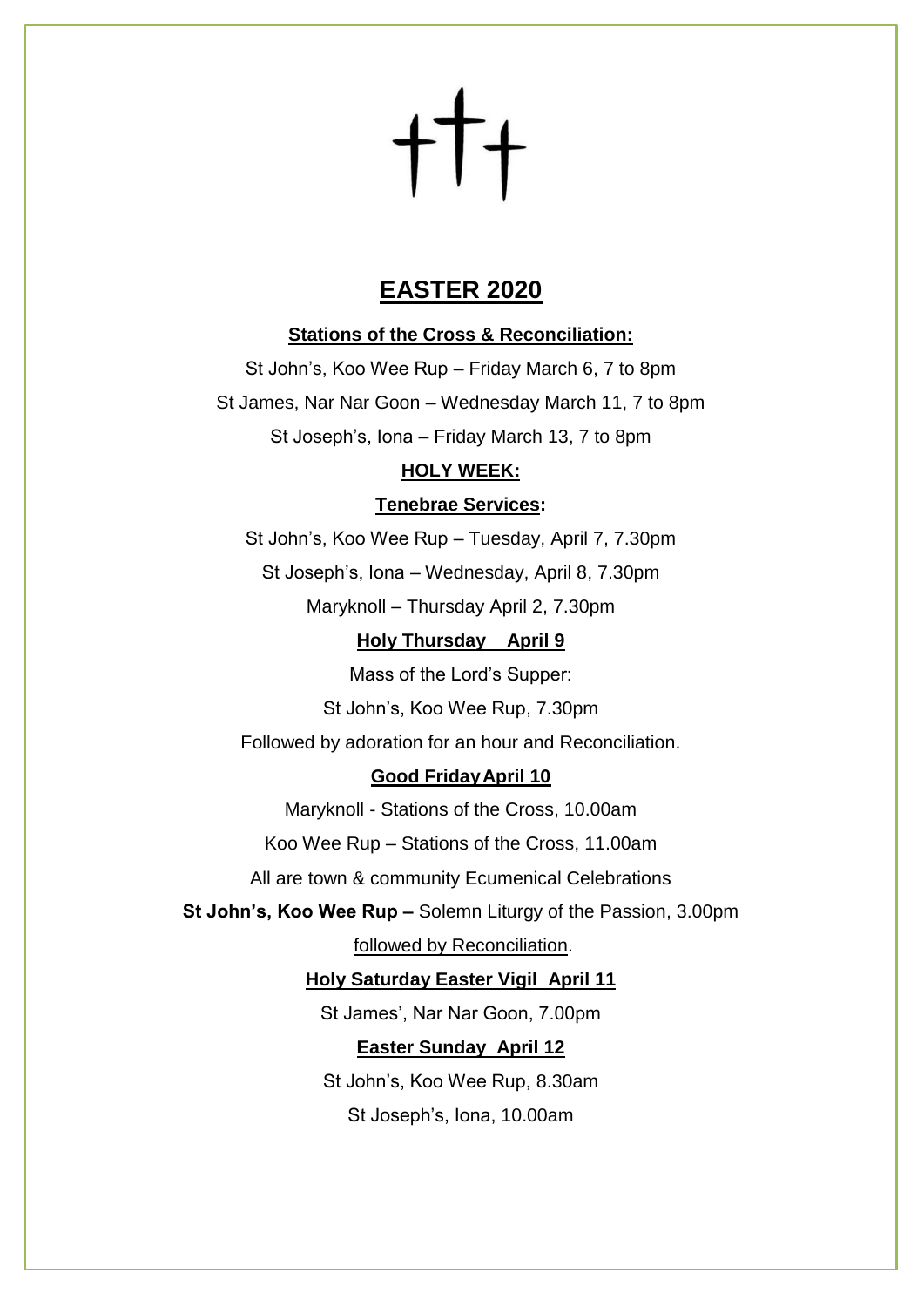# EASTER 2020

**Stations of the Cross & Reconciliation:**

St John's, Koo Wee Rup – Friday March 6, 7 to 8pm

St James, Nar Nar Goon – Wednesday March 11, 7 to 8pm

St Joseph's, Iona – Friday March 13, 7 to 8pm

**HOLY WEEK:**

**Tenebrae Services:**

St John's, Koo Wee Rup – Tuesday, April 7, 7.30pm

St Joseph's, Iona – Wednesday, April 8, 7.30pm

Maryknoll – Thursday April 2, 7.30pm

**Holy Thursday April 9**

Mass of the Lord's Supper:

St John's, Koo Wee Rup, 7.30pm

Followed by adoration for an hour and Reconciliation.

**Good Friday April 10**

Maryknoll - Stations of the Cross, 10.00am

Koo Wee Rup – Stations of the Cross, 11.00am

All are town & community Ecumenical Celebrations

**St John's, Koo Wee Rup –** Solemn Liturgy of the Passion, 3.00pm

followed by Reconciliation.

**Holy Saturday Easter Vigil April 11**

St James', Nar Nar Goon, 7.00pm

**Easter Sunday April 12**

St John's, Koo Wee Rup, 8.30am

St Joseph's, Iona, 10.00am